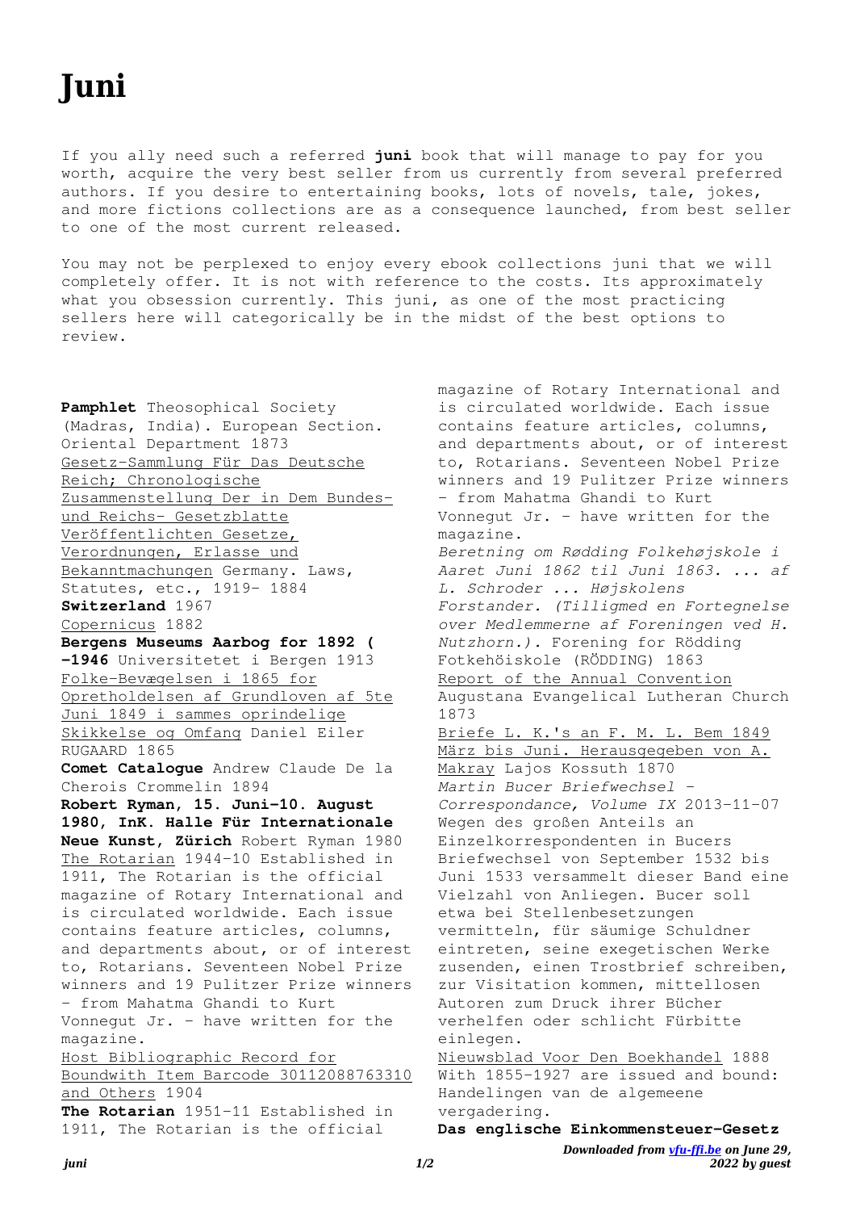# Juni

If you ally need such a referred **juni** book that will manage to pay for you worth, acquire the very best seller from us currently from several preferred authors. If you desire to entertaining books, lots of novels, tale, jokes, and more fictions collections are as a consequence launched, from best seller to one of the most current released.

You may not be perplexed to enjoy every ebook collections juni that we will completely offer. It is not with reference to the costs. Its approximately what you obsession currently. This juni, as one of the most practicing sellers here will categorically be in the midst of the best options to review.

**Pamphlet** Theosophical Society (Madras, India). European Section. Oriental Department 1873

Gesetz-Sammlung Für Das Deutsche Reich; Chronologische Zusammenstellung Der in Dem Bundes- und Reichs- Gesetzblatte Veröffentlichten Gesetze, Verordnungen, Erlasse und Bekanntmachungen Germany. Laws, Statutes, etc., 1919- 1884

**Switzerland** 1967

Copernicus 1882

**Bergens Museums Aarbog for 1892 ( -1946** Universitetet i Bergen 1913

Folke-Bevægelsen i 1865 for Opretholdelsen af Grundloven af 5te Juni 1849 i sammes oprindelige Skikkelse og Omfang Daniel Eiler RUGAARD 1865

**Comet Catalogue** Andrew Claude De la Cherois Crommelin 1894

**Robert Ryman, 15. Juni-10. August 1980, InK. Halle Für Internationale Neue Kunst, Zürich** Robert Ryman 1980

The Rotarian 1944-10 Established in 1911, The Rotarian is the official magazine of Rotary International and is circulated worldwide. Each issue contains feature articles, columns, and departments about, or of interest to, Rotarians. Seventeen Nobel Prize winners and 19 Pulitzer Prize winners - from Mahatma Ghandi to Kurt Vonnegut Jr. - have written for the magazine.

Host Bibliographic Record for Boundwith Item Barcode 30112088763310 and Others 1904

**The Rotarian** 1951-11 Established in 1911, The Rotarian is the official magazine of Rotary International and is circulated worldwide. Each issue contains feature articles, columns, and departments about, or of interest to, Rotarians. Seventeen Nobel Prize winners and 19 Pulitzer Prize winners - from Mahatma Ghandi to Kurt Vonnegut Jr. - have written for the magazine.

*Beretning om Rødding Folkehøjskole i Aaret Juni 1862 til Juni 1863. ... af L. Schroder ... Højskolens Forstander. (Tilligmed en Fortegnelse over Medlemmerne af Foreningen ved H. Nutzhorn.).* Forening for Rödding Fotkehöiskole (RÖDDING) 1863

Report of the Annual Convention Augustana Evangelical Lutheran Church 1873

Briefe L. K.'s an F. M. L. Bem 1849 März bis Juni. Herausgegeben von A. Makray Lajos Kossuth 1870

*Martin Bucer Briefwechsel - Correspondance, Volume IX* 2013-11-07 Wegen des großen Anteils an Einzelkorrespondenten in Bucers Briefwechsel von September 1532 bis Juni 1533 versammelt dieser Band eine Vielzahl von Anliegen. Bucer soll etwa bei Stellenbesetzungen vermitteln, für säumige Schuldner eintreten, seine exegetischen Werke zusenden, einen Trostbrief schreiben, zur Visitation kommen, mittellosen Autoren zum Druck ihrer Bücher verhelfen oder schlicht Fürbitte einlegen.

Nieuwsblad Voor Den Boekhandel 1888 With 1855-1927 are issued and bound: Handelingen van de algemeene vergadering.

**Das englische Einkommensteuer-Gesetz**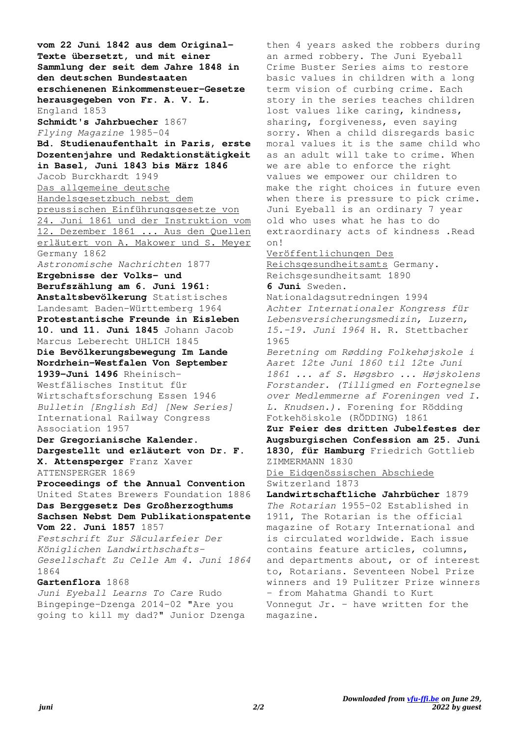**vom 22 Juni 1842 aus dem Original-Texte übersetzt, und mit einer Sammlung der seit dem Jahre 1848 in den deutschen Bundestaaten erschienenen Einkommensteuer-Gesetze herausgegeben von Fr. A. V. L.** England 1853

**Schmidt's Jahrbuecher** 1867

*Flying Magazine* 1985-04

**Bd. Studienaufenthalt in Paris, erste Dozentenjahre und Redaktionstätigkeit in Basel, Juni 1843 bis März 1846** Jacob Burckhardt 1949

Das allgemeine deutsche Handelsgesetzbuch nebst dem preussischen Einführungsgesetze von 24. Juni 1861 und der Instruktion vom 12. Dezember 1861 ... Aus den Quellen erläutert von A. Makower und S. Meyer Germany 1862

*Astronomische Nachrichten* 1877

**Ergebnisse der Volks- und Berufszählung am 6. Juni 1961: Anstaltsbevölkerung** Statistisches Landesamt Baden-Württemberg 1964

**Protestantische Freunde in Eisleben 10. und 11. Juni 1845** Johann Jacob Marcus Leberecht UHLICH 1845

**Die Bevölkerungsbewegung Im Lande Nordrhein-Westfalen Von September 1939-Juni 1496** Rheinisch-Westfälisches Institut für Wirtschaftsforschung Essen 1946

*Bulletin [English Ed] [New Series]* International Railway Congress Association 1957

**Der Gregorianische Kalender. Dargestellt und erläutert von Dr. F. X. Attensperger** Franz Xaver ATTENSPERGER 1869

**Proceedings of the Annual Convention** United States Brewers Foundation 1886

**Das Berggesetz Des Großherzogthums Sachsen Nebst Dem Publikationspatente Vom 22. Juni 1857** 1857

*Festschrift Zur Säcularfeier Der Königlichen Landwirthschafts-Gesellschaft Zu Celle Am 4. Juni 1864* 1864

**Gartenflora** 1868

*Juni Eyeball Learns To Care* Rudo Bingepinge-Dzenga 2014-02 "Are you going to kill my dad?" Junior Dzenga then 4 years asked the robbers during an armed robbery. The Juni Eyeball Crime Buster Series aims to restore basic values in children with a long term vision of curbing crime. Each story in the series teaches children lost values like caring, kindness, sharing, forgiveness, even saying sorry. When a child disregards basic moral values it is the same child who as an adult will take to crime. When we are able to enforce the right values we empower our children to make the right choices in future even when there is pressure to pick crime. Juni Eyeball is an ordinary 7 year old who uses what he has to do extraordinary acts of kindness .Read on!

Veröffentlichungen Des Reichsgesundheitsamts Germany. Reichsgesundheitsamt 1890

**6 Juni** Sweden. Nationaldagsutredningen 1994

*Achter Internationaler Kongress für Lebensversicherungsmedizin, Luzern, 15.-19. Juni 1964* H. R. Stettbacher 1965

*Beretning om Rødding Folkehøjskole i Aaret 12te Juni 1860 til 12te Juni 1861 ... af S. Høgsbro ... Højskolens Forstander. (Tilligmed en Fortegnelse over Medlemmerne af Foreningen ved I. L. Knudsen.).* Forening for Rödding Fotkehöiskole (RÖDDING) 1861

**Zur Feier des dritten Jubelfestes der Augsburgischen Confession am 25. Juni 1830, für Hamburg** Friedrich Gottlieb ZIMMERMANN 1830

Die Eidgenössischen Abschiede Switzerland 1873

**Landwirtschaftliche Jahrbücher** 1879

*The Rotarian* 1955-02 Established in 1911, The Rotarian is the official magazine of Rotary International and is circulated worldwide. Each issue contains feature articles, columns, and departments about, or of interest to, Rotarians. Seventeen Nobel Prize winners and 19 Pulitzer Prize winners - from Mahatma Ghandi to Kurt Vonnegut Jr. - have written for the magazine.